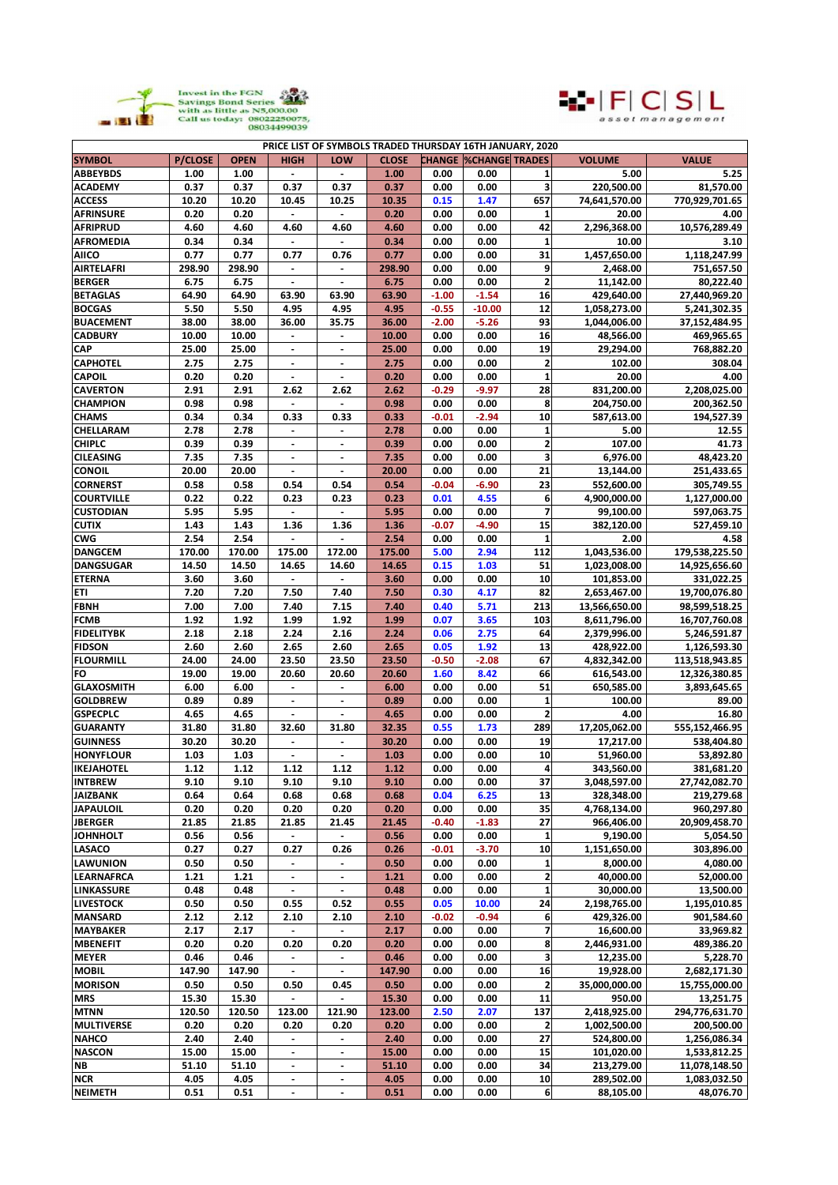Invest in the FGN Savings Bond Series with as little as N5,000.00 Call us today: 08022250075, 08034499039

FCSL asset management

| PRICE LIST OF SYMBOLS TRADED THURSDAY 16TH JANUARY, 2020 | | | | | | | | | | |
|---|---|---|---|---|---|---|---|---|---|---|
| **SYMBOL** | **P/CLOSE** | **OPEN** | **HIGH** | **LOW** | **CLOSE** | **CHANGE** | **%CHANGE** | **TRADES** | **VOLUME** | **VALUE** |
| ABBEYBDS | 1.00 | 1.00 | - | - | 1.00 | 0.00 | 0.00 | 1 | 5.00 | 5.25 |
| ACADEMY | 0.37 | 0.37 | 0.37 | 0.37 | 0.37 | 0.00 | 0.00 | 3 | 220,500.00 | 81,570.00 |
| ACCESS | 10.20 | 10.20 | 10.45 | 10.25 | 10.35 | 0.15 | 1.47 | 657 | 74,641,570.00 | 770,929,701.65 |
| AFRINSURE | 0.20 | 0.20 | - | - | 0.20 | 0.00 | 0.00 | 1 | 20.00 | 4.00 |
| AFRIPRUD | 4.60 | 4.60 | 4.60 | 4.60 | 4.60 | 0.00 | 0.00 | 42 | 2,296,368.00 | 10,576,289.49 |
| AFROMEDIA | 0.34 | 0.34 | - | - | 0.34 | 0.00 | 0.00 | 1 | 10.00 | 3.10 |
| AIICO | 0.77 | 0.77 | 0.77 | 0.76 | 0.77 | 0.00 | 0.00 | 31 | 1,457,650.00 | 1,118,247.99 |
| AIRTELAFRI | 298.90 | 298.90 | - | - | 298.90 | 0.00 | 0.00 | 9 | 2,468.00 | 751,657.50 |
| BERGER | 6.75 | 6.75 | - | - | 6.75 | 0.00 | 0.00 | 2 | 11,142.00 | 80,222.40 |
| BETAGLAS | 64.90 | 64.90 | 63.90 | 63.90 | 63.90 | -1.00 | -1.54 | 16 | 429,640.00 | 27,440,969.20 |
| BOCGAS | 5.50 | 5.50 | 4.95 | 4.95 | 4.95 | -0.55 | -10.00 | 12 | 1,058,273.00 | 5,241,302.35 |
| BUACEMENT | 38.00 | 38.00 | 36.00 | 35.75 | 36.00 | -2.00 | -5.26 | 93 | 1,044,006.00 | 37,152,484.95 |
| CADBURY | 10.00 | 10.00 | - | - | 10.00 | 0.00 | 0.00 | 16 | 48,566.00 | 469,965.65 |
| CAP | 25.00 | 25.00 | - | - | 25.00 | 0.00 | 0.00 | 19 | 29,294.00 | 768,882.20 |
| CAPHOTEL | 2.75 | 2.75 | - | - | 2.75 | 0.00 | 0.00 | 2 | 102.00 | 308.04 |
| CAPOIL | 0.20 | 0.20 | - | - | 0.20 | 0.00 | 0.00 | 1 | 20.00 | 4.00 |
| CAVERTON | 2.91 | 2.91 | 2.62 | 2.62 | 2.62 | -0.29 | -9.97 | 28 | 831,200.00 | 2,208,025.00 |
| CHAMPION | 0.98 | 0.98 | - | - | 0.98 | 0.00 | 0.00 | 8 | 204,750.00 | 200,362.50 |
| CHAMS | 0.34 | 0.34 | 0.33 | 0.33 | 0.33 | -0.01 | -2.94 | 10 | 587,613.00 | 194,527.39 |
| CHELLARAM | 2.78 | 2.78 | - | - | 2.78 | 0.00 | 0.00 | 1 | 5.00 | 12.55 |
| CHIPLC | 0.39 | 0.39 | - | - | 0.39 | 0.00 | 0.00 | 2 | 107.00 | 41.73 |
| CILEASING | 7.35 | 7.35 | - | - | 7.35 | 0.00 | 0.00 | 3 | 6,976.00 | 48,423.20 |
| CONOIL | 20.00 | 20.00 | - | - | 20.00 | 0.00 | 0.00 | 21 | 13,144.00 | 251,433.65 |
| CORNERST | 0.58 | 0.58 | 0.54 | 0.54 | 0.54 | -0.04 | -6.90 | 23 | 552,600.00 | 305,749.55 |
| COURTVILLE | 0.22 | 0.22 | 0.23 | 0.23 | 0.23 | 0.01 | 4.55 | 6 | 4,900,000.00 | 1,127,000.00 |
| CUSTODIAN | 5.95 | 5.95 | - | - | 5.95 | 0.00 | 0.00 | 7 | 99,100.00 | 597,063.75 |
| CUTIX | 1.43 | 1.43 | 1.36 | 1.36 | 1.36 | -0.07 | -4.90 | 15 | 382,120.00 | 527,459.10 |
| CWG | 2.54 | 2.54 | - | - | 2.54 | 0.00 | 0.00 | 1 | 2.00 | 4.58 |
| DANGCEM | 170.00 | 170.00 | 175.00 | 172.00 | 175.00 | 5.00 | 2.94 | 112 | 1,043,536.00 | 179,538,225.50 |
| DANGSUGAR | 14.50 | 14.50 | 14.65 | 14.60 | 14.65 | 0.15 | 1.03 | 51 | 1,023,008.00 | 14,925,656.60 |
| ETERNA | 3.60 | 3.60 | - | - | 3.60 | 0.00 | 0.00 | 10 | 101,853.00 | 331,022.25 |
| ETI | 7.20 | 7.20 | 7.50 | 7.40 | 7.50 | 0.30 | 4.17 | 82 | 2,653,467.00 | 19,700,076.80 |
| FBNH | 7.00 | 7.00 | 7.40 | 7.15 | 7.40 | 0.40 | 5.71 | 213 | 13,566,650.00 | 98,599,518.25 |
| FCMB | 1.92 | 1.92 | 1.99 | 1.92 | 1.99 | 0.07 | 3.65 | 103 | 8,611,796.00 | 16,707,760.08 |
| FIDELITYBK | 2.18 | 2.18 | 2.24 | 2.16 | 2.24 | 0.06 | 2.75 | 64 | 2,379,996.00 | 5,246,591.87 |
| FIDSON | 2.60 | 2.60 | 2.65 | 2.60 | 2.65 | 0.05 | 1.92 | 13 | 428,922.00 | 1,126,593.30 |
| FLOURMILL | 24.00 | 24.00 | 23.50 | 23.50 | 23.50 | -0.50 | -2.08 | 67 | 4,832,342.00 | 113,518,943.85 |
| FO | 19.00 | 19.00 | 20.60 | 20.60 | 20.60 | 1.60 | 8.42 | 66 | 616,543.00 | 12,326,380.85 |
| GLAXOSMITH | 6.00 | 6.00 | - | - | 6.00 | 0.00 | 0.00 | 51 | 650,585.00 | 3,893,645.65 |
| GOLDBREW | 0.89 | 0.89 | - | - | 0.89 | 0.00 | 0.00 | 1 | 100.00 | 89.00 |
| GSPECPLC | 4.65 | 4.65 | - | - | 4.65 | 0.00 | 0.00 | 2 | 4.00 | 16.80 |
| GUARANTY | 31.80 | 31.80 | 32.60 | 31.80 | 32.35 | 0.55 | 1.73 | 289 | 17,205,062.00 | 555,152,466.95 |
| GUINNESS | 30.20 | 30.20 | - | - | 30.20 | 0.00 | 0.00 | 19 | 17,217.00 | 538,404.80 |
| HONYFLOUR | 1.03 | 1.03 | - | - | 1.03 | 0.00 | 0.00 | 10 | 51,960.00 | 53,892.80 |
| IKEJAHOTEL | 1.12 | 1.12 | 1.12 | 1.12 | 1.12 | 0.00 | 0.00 | 4 | 343,560.00 | 381,681.20 |
| INTBREW | 9.10 | 9.10 | 9.10 | 9.10 | 9.10 | 0.00 | 0.00 | 37 | 3,048,597.00 | 27,742,082.70 |
| JAIZBANK | 0.64 | 0.64 | 0.68 | 0.68 | 0.68 | 0.04 | 6.25 | 13 | 328,348.00 | 219,279.68 |
| JAPAULOIL | 0.20 | 0.20 | 0.20 | 0.20 | 0.20 | 0.00 | 0.00 | 35 | 4,768,134.00 | 960,297.80 |
| JBERGER | 21.85 | 21.85 | 21.85 | 21.45 | 21.45 | -0.40 | -1.83 | 27 | 966,406.00 | 20,909,458.70 |
| JOHNHOLT | 0.56 | 0.56 | - | - | 0.56 | 0.00 | 0.00 | 1 | 9,190.00 | 5,054.50 |
| LASACO | 0.27 | 0.27 | 0.27 | 0.26 | 0.26 | -0.01 | -3.70 | 10 | 1,151,650.00 | 303,896.00 |
| LAWUNION | 0.50 | 0.50 | - | - | 0.50 | 0.00 | 0.00 | 1 | 8,000.00 | 4,080.00 |
| LEARNAFRCA | 1.21 | 1.21 | - | - | 1.21 | 0.00 | 0.00 | 2 | 40,000.00 | 52,000.00 |
| LINKASSURE | 0.48 | 0.48 | - | - | 0.48 | 0.00 | 0.00 | 1 | 30,000.00 | 13,500.00 |
| LIVESTOCK | 0.50 | 0.50 | 0.55 | 0.52 | 0.55 | 0.05 | 10.00 | 24 | 2,198,765.00 | 1,195,010.85 |
| MANSARD | 2.12 | 2.12 | 2.10 | 2.10 | 2.10 | -0.02 | -0.94 | 6 | 429,326.00 | 901,584.60 |
| MAYBAKER | 2.17 | 2.17 | - | - | 2.17 | 0.00 | 0.00 | 7 | 16,600.00 | 33,969.82 |
| MBENEFIT | 0.20 | 0.20 | 0.20 | 0.20 | 0.20 | 0.00 | 0.00 | 8 | 2,446,931.00 | 489,386.20 |
| MEYER | 0.46 | 0.46 | - | - | 0.46 | 0.00 | 0.00 | 3 | 12,235.00 | 5,228.70 |
| MOBIL | 147.90 | 147.90 | - | - | 147.90 | 0.00 | 0.00 | 16 | 19,928.00 | 2,682,171.30 |
| MORISON | 0.50 | 0.50 | 0.50 | 0.45 | 0.50 | 0.00 | 0.00 | 2 | 35,000,000.00 | 15,755,000.00 |
| MRS | 15.30 | 15.30 | - | - | 15.30 | 0.00 | 0.00 | 11 | 950.00 | 13,251.75 |
| MTNN | 120.50 | 120.50 | 123.00 | 121.90 | 123.00 | 2.50 | 2.07 | 137 | 2,418,925.00 | 294,776,631.70 |
| MULTIVERSE | 0.20 | 0.20 | 0.20 | 0.20 | 0.20 | 0.00 | 0.00 | 2 | 1,002,500.00 | 200,500.00 |
| NAHCO | 2.40 | 2.40 | - | - | 2.40 | 0.00 | 0.00 | 27 | 524,800.00 | 1,256,086.34 |
| NASCON | 15.00 | 15.00 | - | - | 15.00 | 0.00 | 0.00 | 15 | 101,020.00 | 1,533,812.25 |
| NB | 51.10 | 51.10 | - | - | 51.10 | 0.00 | 0.00 | 34 | 213,279.00 | 11,078,148.50 |
| NCR | 4.05 | 4.05 | - | - | 4.05 | 0.00 | 0.00 | 10 | 289,502.00 | 1,083,032.50 |
| NEIMETH | 0.51 | 0.51 | - | - | 0.51 | 0.00 | 0.00 | 6 | 88,105.00 | 48,076.70 |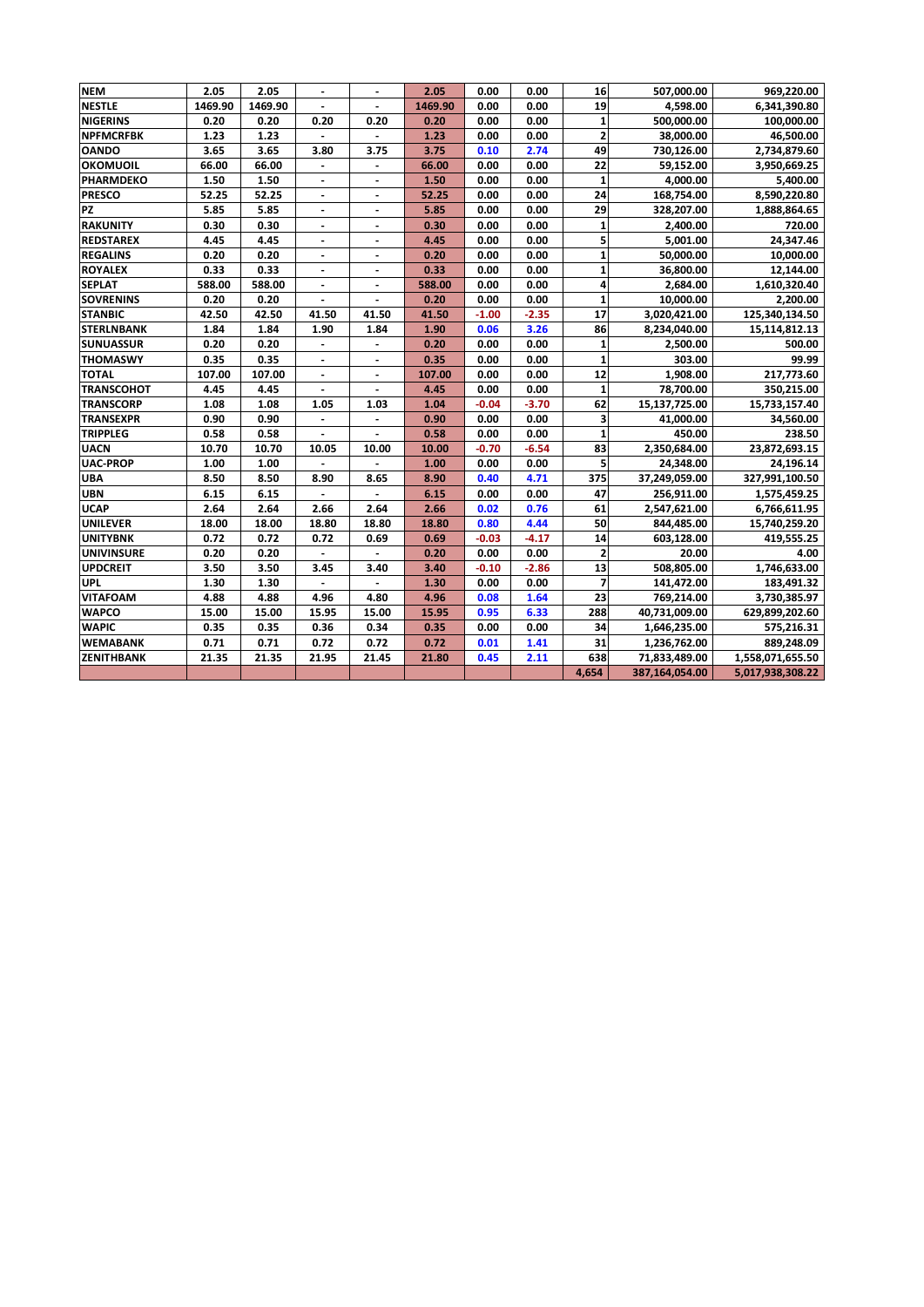| | | | | | | | | | | |
|---|---|---|---|---|---|---|---|---|---|---|
| NEM | 2.05 | 2.05 | - | - | 2.05 | 0.00 | 0.00 | 16 | 507,000.00 | 969,220.00 |
| NESTLE | 1469.90 | 1469.90 | - | - | 1469.90 | 0.00 | 0.00 | 19 | 4,598.00 | 6,341,390.80 |
| NIGERINS | 0.20 | 0.20 | 0.20 | 0.20 | 0.20 | 0.00 | 0.00 | 1 | 500,000.00 | 100,000.00 |
| NPFMCRFBK | 1.23 | 1.23 | - | - | 1.23 | 0.00 | 0.00 | 2 | 38,000.00 | 46,500.00 |
| OANDO | 3.65 | 3.65 | 3.80 | 3.75 | 3.75 | 0.10 | 2.74 | 49 | 730,126.00 | 2,734,879.60 |
| OKOMUOIL | 66.00 | 66.00 | - | - | 66.00 | 0.00 | 0.00 | 22 | 59,152.00 | 3,950,669.25 |
| PHARMDEKO | 1.50 | 1.50 | - | - | 1.50 | 0.00 | 0.00 | 1 | 4,000.00 | 5,400.00 |
| PRESCO | 52.25 | 52.25 | - | - | 52.25 | 0.00 | 0.00 | 24 | 168,754.00 | 8,590,220.80 |
| PZ | 5.85 | 5.85 | - | - | 5.85 | 0.00 | 0.00 | 29 | 328,207.00 | 1,888,864.65 |
| RAKUNITY | 0.30 | 0.30 | - | - | 0.30 | 0.00 | 0.00 | 1 | 2,400.00 | 720.00 |
| REDSTAREX | 4.45 | 4.45 | - | - | 4.45 | 0.00 | 0.00 | 5 | 5,001.00 | 24,347.46 |
| REGALINS | 0.20 | 0.20 | - | - | 0.20 | 0.00 | 0.00 | 1 | 50,000.00 | 10,000.00 |
| ROYALEX | 0.33 | 0.33 | - | - | 0.33 | 0.00 | 0.00 | 1 | 36,800.00 | 12,144.00 |
| SEPLAT | 588.00 | 588.00 | - | - | 588.00 | 0.00 | 0.00 | 4 | 2,684.00 | 1,610,320.40 |
| SOVRENINS | 0.20 | 0.20 | - | - | 0.20 | 0.00 | 0.00 | 1 | 10,000.00 | 2,200.00 |
| STANBIC | 42.50 | 42.50 | 41.50 | 41.50 | 41.50 | -1.00 | -2.35 | 17 | 3,020,421.00 | 125,340,134.50 |
| STERLNBANK | 1.84 | 1.84 | 1.90 | 1.84 | 1.90 | 0.06 | 3.26 | 86 | 8,234,040.00 | 15,114,812.13 |
| SUNUASSUR | 0.20 | 0.20 | - | - | 0.20 | 0.00 | 0.00 | 1 | 2,500.00 | 500.00 |
| THOMASWY | 0.35 | 0.35 | - | - | 0.35 | 0.00 | 0.00 | 1 | 303.00 | 99.99 |
| TOTAL | 107.00 | 107.00 | - | - | 107.00 | 0.00 | 0.00 | 12 | 1,908.00 | 217,773.60 |
| TRANSCOHOT | 4.45 | 4.45 | - | - | 4.45 | 0.00 | 0.00 | 1 | 78,700.00 | 350,215.00 |
| TRANSCORP | 1.08 | 1.08 | 1.05 | 1.03 | 1.04 | -0.04 | -3.70 | 62 | 15,137,725.00 | 15,733,157.40 |
| TRANSEXPR | 0.90 | 0.90 | - | - | 0.90 | 0.00 | 0.00 | 3 | 41,000.00 | 34,560.00 |
| TRIPPLEG | 0.58 | 0.58 | - | - | 0.58 | 0.00 | 0.00 | 1 | 450.00 | 238.50 |
| UACN | 10.70 | 10.70 | 10.05 | 10.00 | 10.00 | -0.70 | -6.54 | 83 | 2,350,684.00 | 23,872,693.15 |
| UAC-PROP | 1.00 | 1.00 | - | - | 1.00 | 0.00 | 0.00 | 5 | 24,348.00 | 24,196.14 |
| UBA | 8.50 | 8.50 | 8.90 | 8.65 | 8.90 | 0.40 | 4.71 | 375 | 37,249,059.00 | 327,991,100.50 |
| UBN | 6.15 | 6.15 | - | - | 6.15 | 0.00 | 0.00 | 47 | 256,911.00 | 1,575,459.25 |
| UCAP | 2.64 | 2.64 | 2.66 | 2.64 | 2.66 | 0.02 | 0.76 | 61 | 2,547,621.00 | 6,766,611.95 |
| UNILEVER | 18.00 | 18.00 | 18.80 | 18.80 | 18.80 | 0.80 | 4.44 | 50 | 844,485.00 | 15,740,259.20 |
| UNITYBNK | 0.72 | 0.72 | 0.72 | 0.69 | 0.69 | -0.03 | -4.17 | 14 | 603,128.00 | 419,555.25 |
| UNIVINSURE | 0.20 | 0.20 | - | - | 0.20 | 0.00 | 0.00 | 2 | 20.00 | 4.00 |
| UPDCREIT | 3.50 | 3.50 | 3.45 | 3.40 | 3.40 | -0.10 | -2.86 | 13 | 508,805.00 | 1,746,633.00 |
| UPL | 1.30 | 1.30 | - | - | 1.30 | 0.00 | 0.00 | 7 | 141,472.00 | 183,491.32 |
| VITAFOAM | 4.88 | 4.88 | 4.96 | 4.80 | 4.96 | 0.08 | 1.64 | 23 | 769,214.00 | 3,730,385.97 |
| WAPCO | 15.00 | 15.00 | 15.95 | 15.00 | 15.95 | 0.95 | 6.33 | 288 | 40,731,009.00 | 629,899,202.60 |
| WAPIC | 0.35 | 0.35 | 0.36 | 0.34 | 0.35 | 0.00 | 0.00 | 34 | 1,646,235.00 | 575,216.31 |
| WEMABANK | 0.71 | 0.71 | 0.72 | 0.72 | 0.72 | 0.01 | 1.41 | 31 | 1,236,762.00 | 889,248.09 |
| ZENITHBANK | 21.35 | 21.35 | 21.95 | 21.45 | 21.80 | 0.45 | 2.11 | 638 | 71,833,489.00 | 1,558,071,655.50 |
| | | | | | | | | 4,654 | 387,164,054.00 | 5,017,938,308.22 |